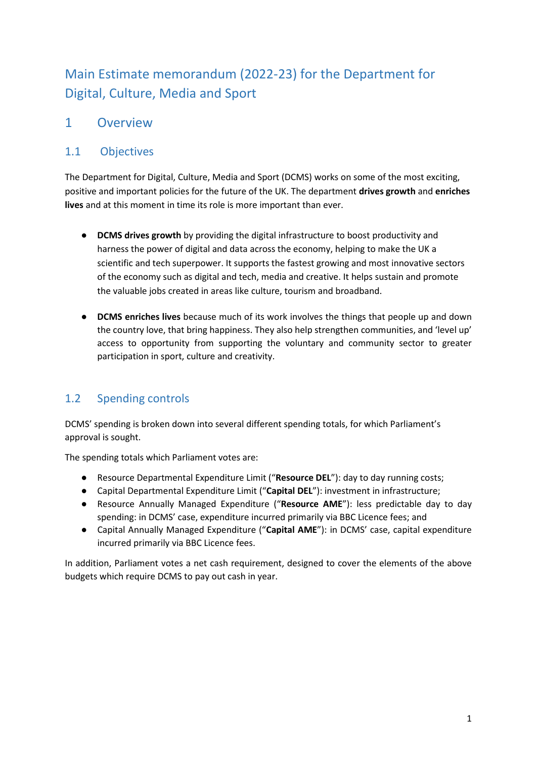# Main Estimate memorandum (2022-23) for the Department for Digital, Culture, Media and Sport

## 1 Overview

### 1.1 Objectives

The Department for Digital, Culture, Media and Sport (DCMS) works on some of the most exciting, positive and important policies for the future of the UK. The department **drives growth** and **enriches lives** and at this moment in time its role is more important than ever.

- **DCMS drives growth** by providing the digital infrastructure to boost productivity and harness the power of digital and data across the economy, helping to make the UK a scientific and tech superpower. It supports the fastest growing and most innovative sectors of the economy such as digital and tech, media and creative. It helps sustain and promote the valuable jobs created in areas like culture, tourism and broadband.

- **DCMS enriches lives** because much of its work involves the things that people up and down the country love, that bring happiness. They also help strengthen communities, and 'level up' access to opportunity from supporting the voluntary and community sector to greater participation in sport, culture and creativity.

### 1.2 Spending controls

DCMS' spending is broken down into several different spending totals, for which Parliament's approval is sought.

The spending totals which Parliament votes are:

- Resource Departmental Expenditure Limit ("**Resource DEL**"): day to day running costs;
- Capital Departmental Expenditure Limit ("**Capital DEL**"): investment in infrastructure;
- Resource Annually Managed Expenditure ("**Resource AME**"): less predictable day to day spending: in DCMS' case, expenditure incurred primarily via BBC Licence fees; and
- Capital Annually Managed Expenditure ("**Capital AME**"): in DCMS' case, capital expenditure incurred primarily via BBC Licence fees.

In addition, Parliament votes a net cash requirement, designed to cover the elements of the above budgets which require DCMS to pay out cash in year.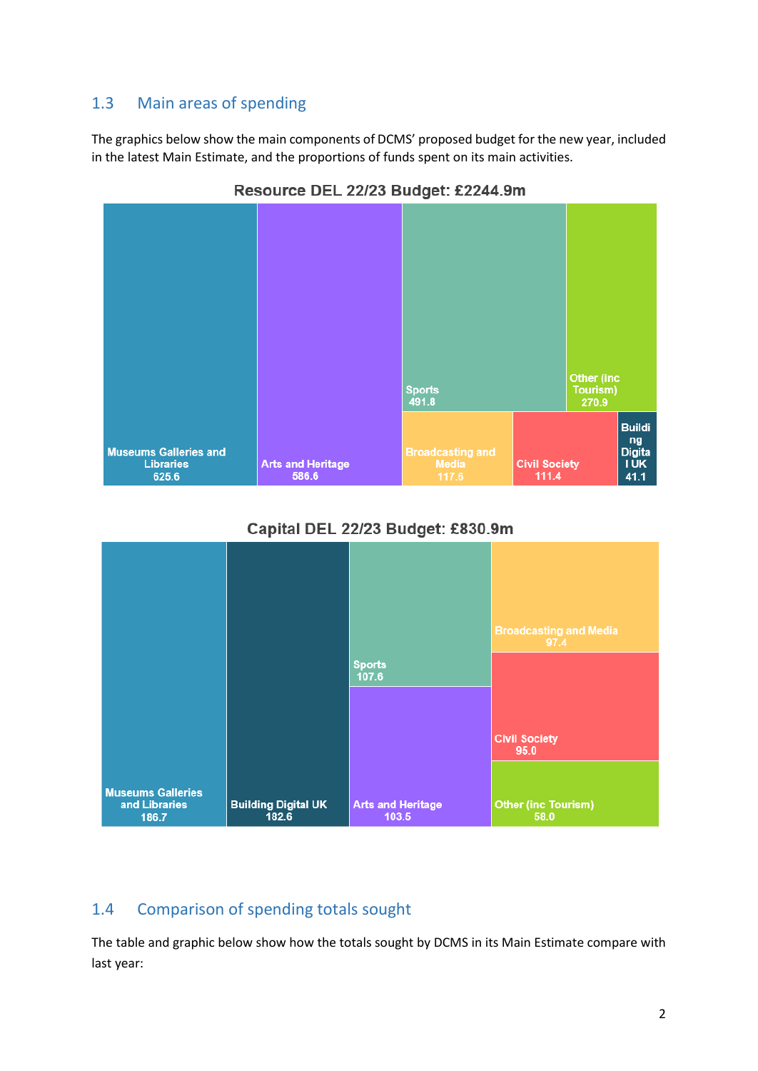## 1.3 Main areas of spending

The graphics below show the main components of DCMS' proposed budget for the new year, included in the latest Main Estimate, and the proportions of funds spent on its main activities.

**Resource DEL 22/23 Budget: £2244.9m**

| Area | £m |
|---|---|
| Museums Galleries and Libraries | 625.6 |
| Arts and Heritage | 586.6 |
| Sports | 491.8 |
| Other (inc Tourism) | 270.9 |
| Broadcasting and Media | 117.5 |
| Civil Society | 111.4 |
| Building Digital UK | 41.1 |

**Capital DEL 22/23 Budget: £830.9m**

| Area | £m |
|---|---|
| Museums Galleries and Libraries | 186.7 |
| Building Digital UK | 182.6 |
| Sports | 107.6 |
| Arts and Heritage | 103.5 |
| Broadcasting and Media | 97.4 |
| Civil Society | 95.0 |
| Other (inc Tourism) | 58.0 |

## 1.4 Comparison of spending totals sought

The table and graphic below show how the totals sought by DCMS in its Main Estimate compare with last year: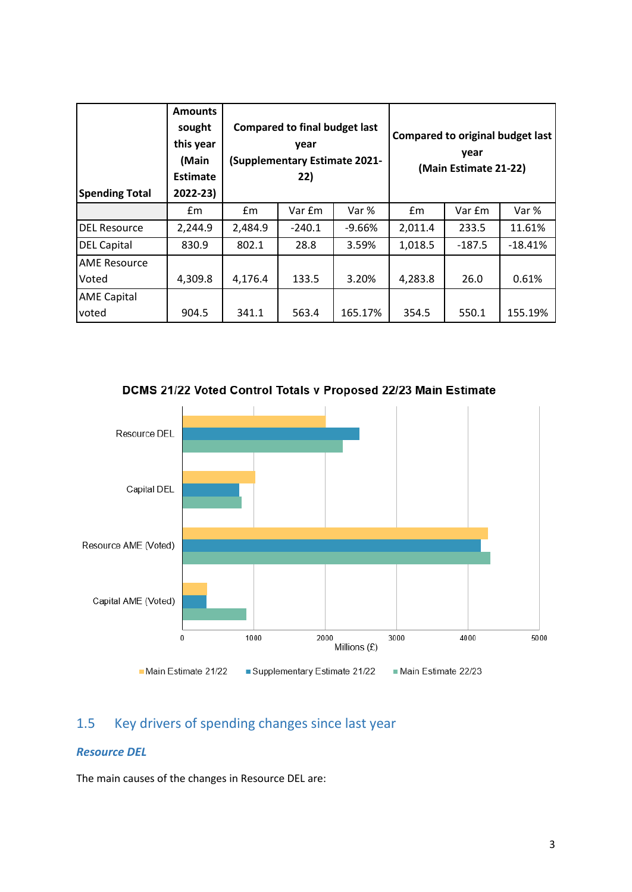| Spending Total | Amounts sought this year (Main Estimate 2022-23) | Compared to final budget last year (Supplementary Estimate 2021-22) | | | Compared to original budget last year (Main Estimate 21-22) | | |
|---|---|---|---|---|---|---|---|
| | £m | £m | Var £m | Var % | £m | Var £m | Var % |
| DEL Resource | 2,244.9 | 2,484.9 | -240.1 | -9.66% | 2,011.4 | 233.5 | 11.61% |
| DEL Capital | 830.9 | 802.1 | 28.8 | 3.59% | 1,018.5 | -187.5 | -18.41% |
| AME Resource Voted | 4,309.8 | 4,176.4 | 133.5 | 3.20% | 4,283.8 | 26.0 | 0.61% |
| AME Capital voted | 904.5 | 341.1 | 563.4 | 165.17% | 354.5 | 550.1 | 155.19% |

**DCMS 21/22 Voted Control Totals v Proposed 22/23 Main Estimate**

Resource DEL, Capital DEL, Resource AME (Voted), Capital AME (Voted)

Millions (£)

Main Estimate 21/22 | Supplementary Estimate 21/22 | Main Estimate 22/23

## 1.5 Key drivers of spending changes since last year

### *Resource DEL*

The main causes of the changes in Resource DEL are: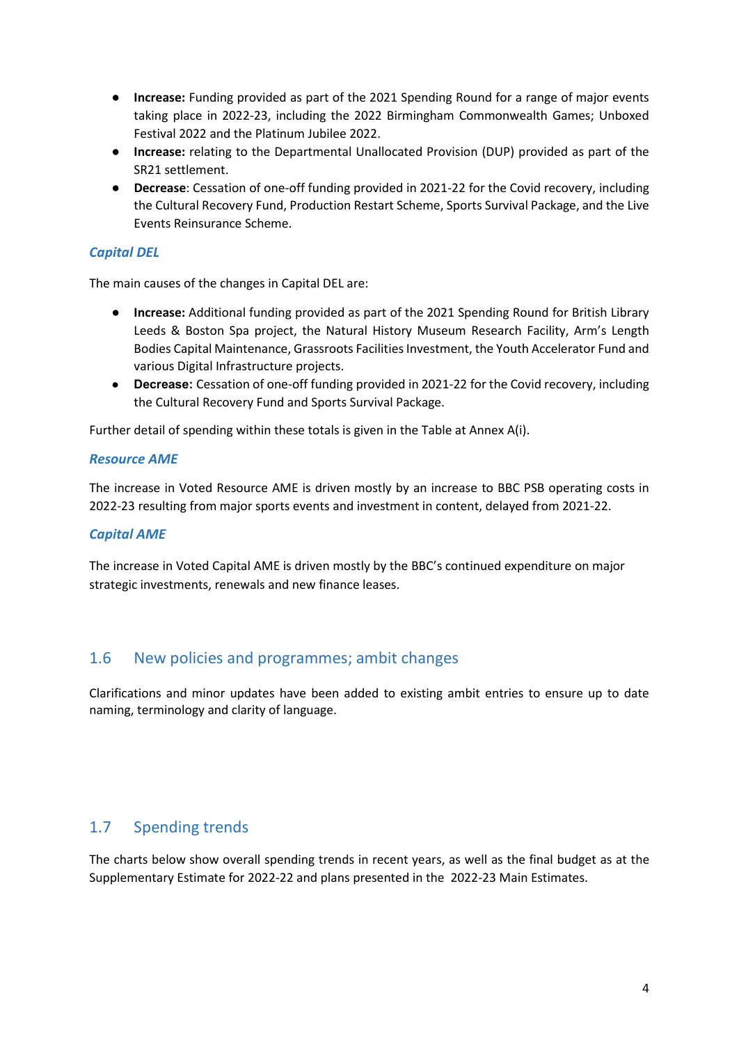- **Increase:** Funding provided as part of the 2021 Spending Round for a range of major events taking place in 2022-23, including the 2022 Birmingham Commonwealth Games; Unboxed Festival 2022 and the Platinum Jubilee 2022.
- **Increase:** relating to the Departmental Unallocated Provision (DUP) provided as part of the SR21 settlement.
- **Decrease**: Cessation of one-off funding provided in 2021-22 for the Covid recovery, including the Cultural Recovery Fund, Production Restart Scheme, Sports Survival Package, and the Live Events Reinsurance Scheme.

### *Capital DEL*

The main causes of the changes in Capital DEL are:

- **Increase:** Additional funding provided as part of the 2021 Spending Round for British Library Leeds & Boston Spa project, the Natural History Museum Research Facility, Arm's Length Bodies Capital Maintenance, Grassroots Facilities Investment, the Youth Accelerator Fund and various Digital Infrastructure projects.
- **Decrease:** Cessation of one-off funding provided in 2021-22 for the Covid recovery, including the Cultural Recovery Fund and Sports Survival Package.

Further detail of spending within these totals is given in the Table at Annex A(i).

### *Resource AME*

The increase in Voted Resource AME is driven mostly by an increase to BBC PSB operating costs in 2022-23 resulting from major sports events and investment in content, delayed from 2021-22.

### *Capital AME*

The increase in Voted Capital AME is driven mostly by the BBC's continued expenditure on major strategic investments, renewals and new finance leases.

## 1.6 New policies and programmes; ambit changes

Clarifications and minor updates have been added to existing ambit entries to ensure up to date naming, terminology and clarity of language.

## 1.7 Spending trends

The charts below show overall spending trends in recent years, as well as the final budget as at the Supplementary Estimate for 2022-22 and plans presented in the 2022-23 Main Estimates.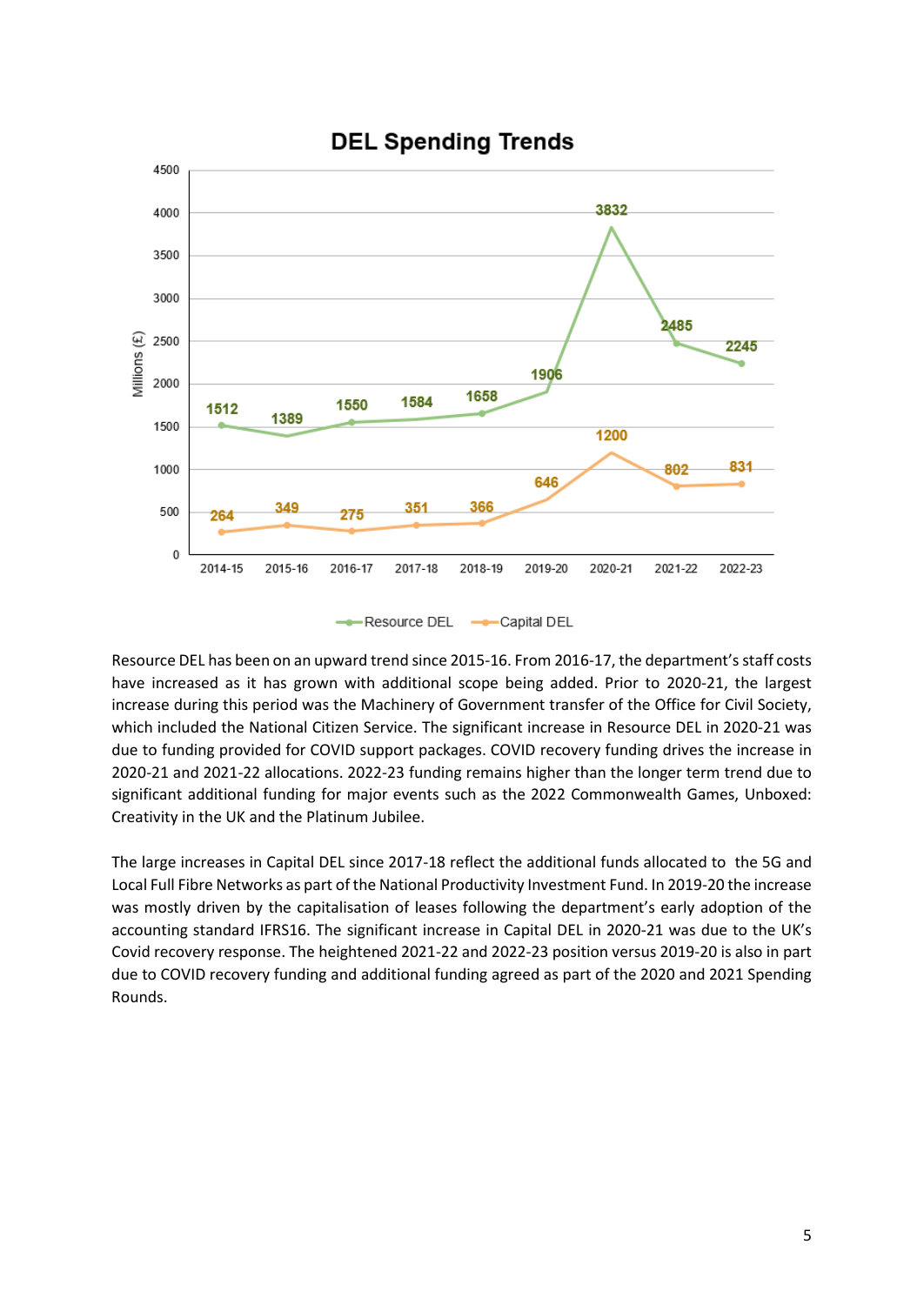**DEL Spending Trends**

| Millions (£) | 2014-15 | 2015-16 | 2016-17 | 2017-18 | 2018-19 | 2019-20 | 2020-21 | 2021-22 | 2022-23 |
|---|---|---|---|---|---|---|---|---|---|
| Resource DEL | 1512 | 1389 | 1550 | 1584 | 1658 | 1906 | 3832 | 2485 | 2245 |
| Capital DEL | 264 | 349 | 275 | 351 | 366 | 646 | 1200 | 802 | 831 |

Resource DEL has been on an upward trend since 2015-16. From 2016-17, the department's staff costs have increased as it has grown with additional scope being added. Prior to 2020-21, the largest increase during this period was the Machinery of Government transfer of the Office for Civil Society, which included the National Citizen Service. The significant increase in Resource DEL in 2020-21 was due to funding provided for COVID support packages. COVID recovery funding drives the increase in 2020-21 and 2021-22 allocations. 2022-23 funding remains higher than the longer term trend due to significant additional funding for major events such as the 2022 Commonwealth Games, Unboxed: Creativity in the UK and the Platinum Jubilee.

The large increases in Capital DEL since 2017-18 reflect the additional funds allocated to the 5G and Local Full Fibre Networks as part of the National Productivity Investment Fund. In 2019-20 the increase was mostly driven by the capitalisation of leases following the department's early adoption of the accounting standard IFRS16. The significant increase in Capital DEL in 2020-21 was due to the UK's Covid recovery response. The heightened 2021-22 and 2022-23 position versus 2019-20 is also in part due to COVID recovery funding and additional funding agreed as part of the 2020 and 2021 Spending Rounds.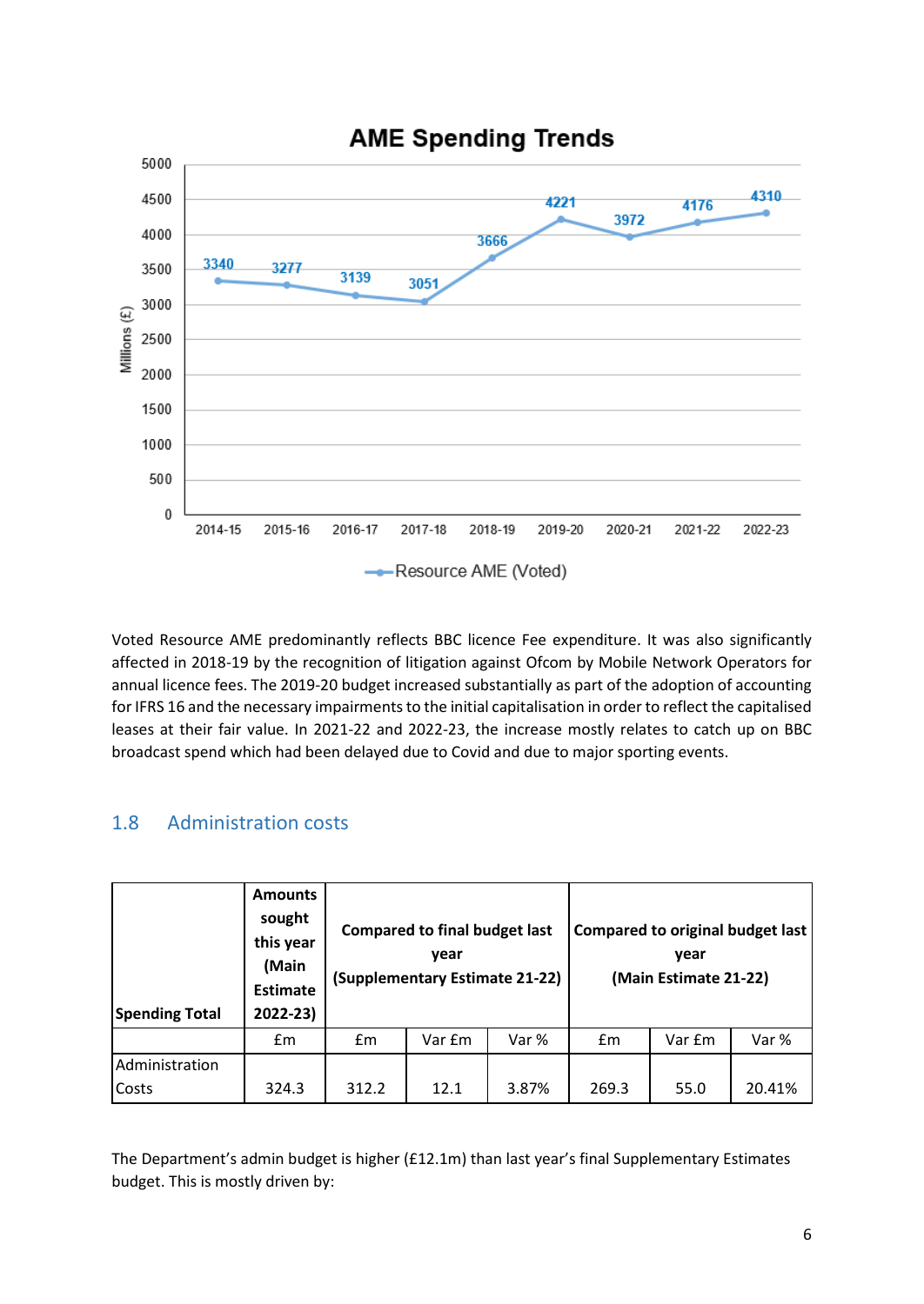Voted Resource AME predominantly reflects BBC licence Fee expenditure. It was also significantly affected in 2018-19 by the recognition of litigation against Ofcom by Mobile Network Operators for annual licence fees. The 2019-20 budget increased substantially as part of the adoption of accounting for IFRS 16 and the necessary impairments to the initial capitalisation in order to reflect the capitalised leases at their fair value. In 2021-22 and 2022-23, the increase mostly relates to catch up on BBC broadcast spend which had been delayed due to Covid and due to major sporting events.

## 1.8 Administration costs

| Spending Total | Amounts sought this year (Main Estimate 2022-23) | Compared to final budget last year (Supplementary Estimate 21-22) | | | Compared to original budget last year (Main Estimate 21-22) | | |
|---|---|---|---|---|---|---|---|
| | £m | £m | Var £m | Var % | £m | Var £m | Var % |
| Administration Costs | 324.3 | 312.2 | 12.1 | 3.87% | 269.3 | 55.0 | 20.41% |

The Department's admin budget is higher (£12.1m) than last year's final Supplementary Estimates budget. This is mostly driven by: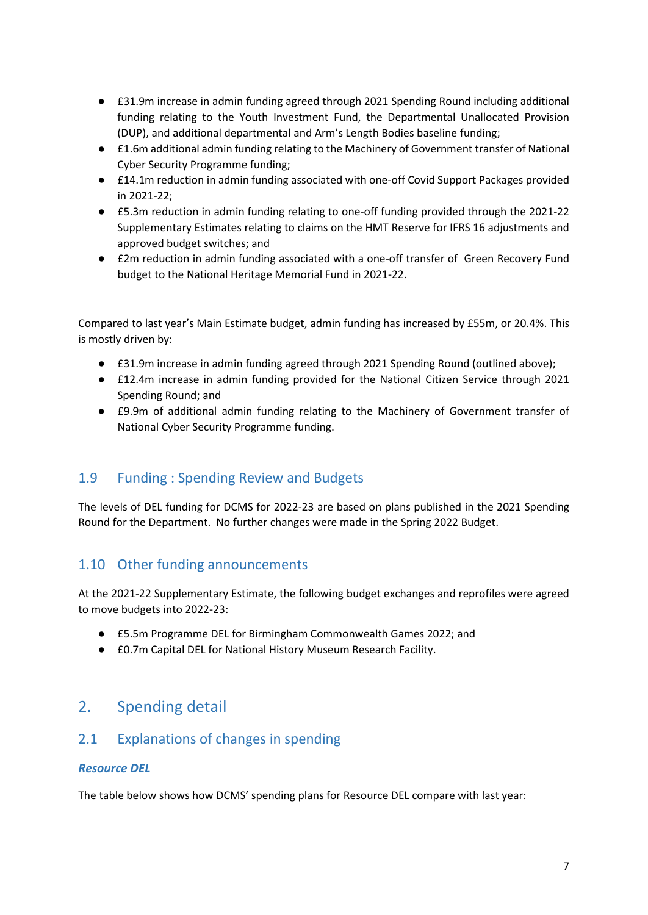- £31.9m increase in admin funding agreed through 2021 Spending Round including additional funding relating to the Youth Investment Fund, the Departmental Unallocated Provision (DUP), and additional departmental and Arm's Length Bodies baseline funding;
- £1.6m additional admin funding relating to the Machinery of Government transfer of National Cyber Security Programme funding;
- £14.1m reduction in admin funding associated with one-off Covid Support Packages provided in 2021-22;
- £5.3m reduction in admin funding relating to one-off funding provided through the 2021-22 Supplementary Estimates relating to claims on the HMT Reserve for IFRS 16 adjustments and approved budget switches; and
- £2m reduction in admin funding associated with a one-off transfer of Green Recovery Fund budget to the National Heritage Memorial Fund in 2021-22.

Compared to last year's Main Estimate budget, admin funding has increased by £55m, or 20.4%. This is mostly driven by:

- £31.9m increase in admin funding agreed through 2021 Spending Round (outlined above);
- £12.4m increase in admin funding provided for the National Citizen Service through 2021 Spending Round; and
- £9.9m of additional admin funding relating to the Machinery of Government transfer of National Cyber Security Programme funding.

## 1.9 Funding : Spending Review and Budgets

The levels of DEL funding for DCMS for 2022-23 are based on plans published in the 2021 Spending Round for the Department. No further changes were made in the Spring 2022 Budget.

## 1.10 Other funding announcements

At the 2021-22 Supplementary Estimate, the following budget exchanges and reprofiles were agreed to move budgets into 2022-23:

- £5.5m Programme DEL for Birmingham Commonwealth Games 2022; and
- £0.7m Capital DEL for National History Museum Research Facility.

# 2. Spending detail

## 2.1 Explanations of changes in spending

### *Resource DEL*

The table below shows how DCMS' spending plans for Resource DEL compare with last year: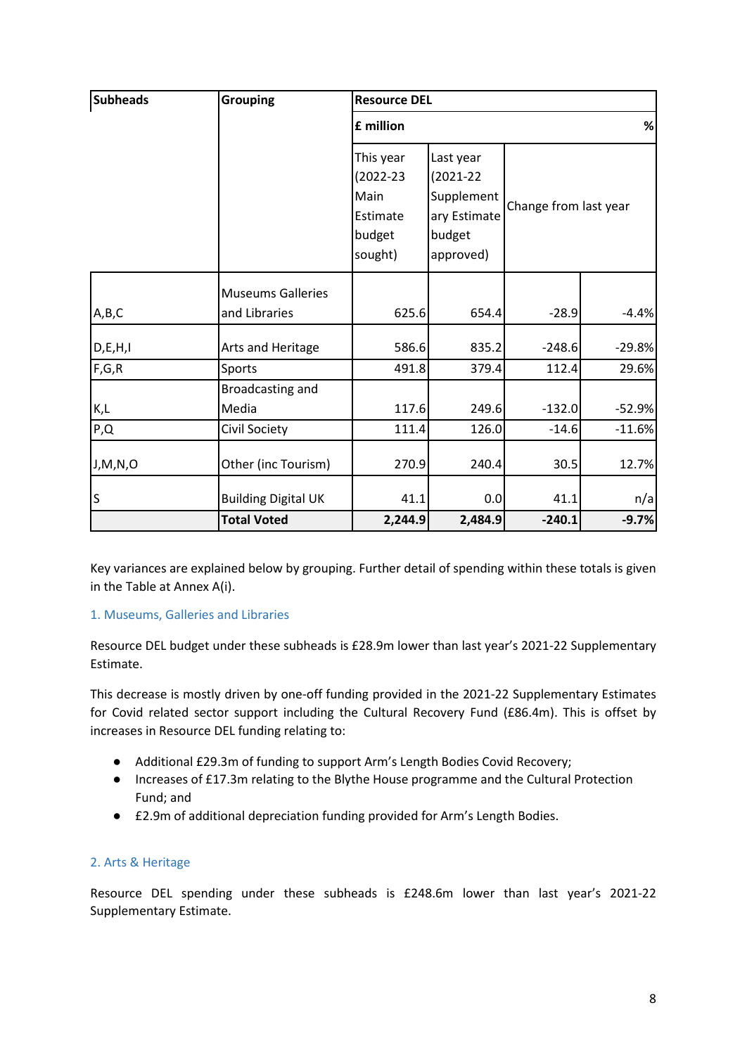| Subheads | Grouping | Resource DEL | | | |
|---|---|---|---|---|---|
| | | £ million | | | % |
| | | This year (2022-23 Main Estimate budget sought) | Last year (2021-22 Supplementary Estimate budget approved) | Change from last year | |
| A,B,C | Museums Galleries and Libraries | 625.6 | 654.4 | -28.9 | -4.4% |
| D,E,H,I | Arts and Heritage | 586.6 | 835.2 | -248.6 | -29.8% |
| F,G,R | Sports | 491.8 | 379.4 | 112.4 | 29.6% |
| K,L | Broadcasting and Media | 117.6 | 249.6 | -132.0 | -52.9% |
| P,Q | Civil Society | 111.4 | 126.0 | -14.6 | -11.6% |
| J,M,N,O | Other (inc Tourism) | 270.9 | 240.4 | 30.5 | 12.7% |
| S | Building Digital UK | 41.1 | 0.0 | 41.1 | n/a |
| | **Total Voted** | **2,244.9** | **2,484.9** | **-240.1** | **-9.7%** |

Key variances are explained below by grouping. Further detail of spending within these totals is given in the Table at Annex A(i).

### 1. Museums, Galleries and Libraries

Resource DEL budget under these subheads is £28.9m lower than last year's 2021-22 Supplementary Estimate.

This decrease is mostly driven by one-off funding provided in the 2021-22 Supplementary Estimates for Covid related sector support including the Cultural Recovery Fund (£86.4m). This is offset by increases in Resource DEL funding relating to:

- Additional £29.3m of funding to support Arm's Length Bodies Covid Recovery;
- Increases of £17.3m relating to the Blythe House programme and the Cultural Protection Fund; and
- £2.9m of additional depreciation funding provided for Arm's Length Bodies.

### 2. Arts & Heritage

Resource DEL spending under these subheads is £248.6m lower than last year's 2021-22 Supplementary Estimate.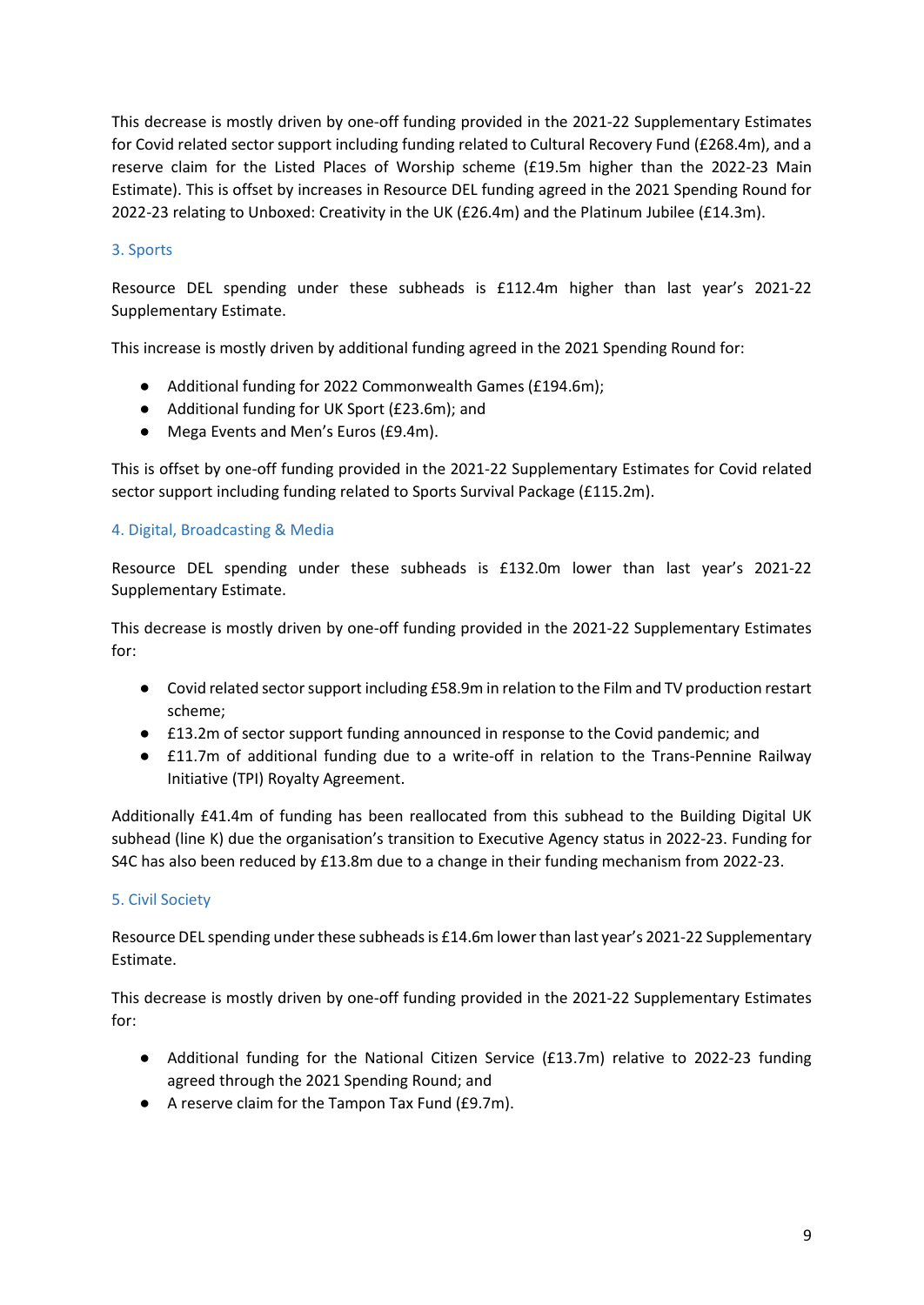This decrease is mostly driven by one-off funding provided in the 2021-22 Supplementary Estimates for Covid related sector support including funding related to Cultural Recovery Fund (£268.4m), and a reserve claim for the Listed Places of Worship scheme (£19.5m higher than the 2022-23 Main Estimate). This is offset by increases in Resource DEL funding agreed in the 2021 Spending Round for 2022-23 relating to Unboxed: Creativity in the UK (£26.4m) and the Platinum Jubilee (£14.3m).

### 3. Sports

Resource DEL spending under these subheads is £112.4m higher than last year's 2021-22 Supplementary Estimate.

This increase is mostly driven by additional funding agreed in the 2021 Spending Round for:

- Additional funding for 2022 Commonwealth Games (£194.6m);
- Additional funding for UK Sport (£23.6m); and
- Mega Events and Men's Euros (£9.4m).

This is offset by one-off funding provided in the 2021-22 Supplementary Estimates for Covid related sector support including funding related to Sports Survival Package (£115.2m).

### 4. Digital, Broadcasting & Media

Resource DEL spending under these subheads is £132.0m lower than last year's 2021-22 Supplementary Estimate.

This decrease is mostly driven by one-off funding provided in the 2021-22 Supplementary Estimates for:

- Covid related sector support including £58.9m in relation to the Film and TV production restart scheme;
- £13.2m of sector support funding announced in response to the Covid pandemic; and
- £11.7m of additional funding due to a write-off in relation to the Trans-Pennine Railway Initiative (TPI) Royalty Agreement.

Additionally £41.4m of funding has been reallocated from this subhead to the Building Digital UK subhead (line K) due the organisation's transition to Executive Agency status in 2022-23. Funding for S4C has also been reduced by £13.8m due to a change in their funding mechanism from 2022-23.

### 5. Civil Society

Resource DEL spending under these subheads is £14.6m lower than last year's 2021-22 Supplementary Estimate.

This decrease is mostly driven by one-off funding provided in the 2021-22 Supplementary Estimates for:

- Additional funding for the National Citizen Service (£13.7m) relative to 2022-23 funding agreed through the 2021 Spending Round; and
- A reserve claim for the Tampon Tax Fund (£9.7m).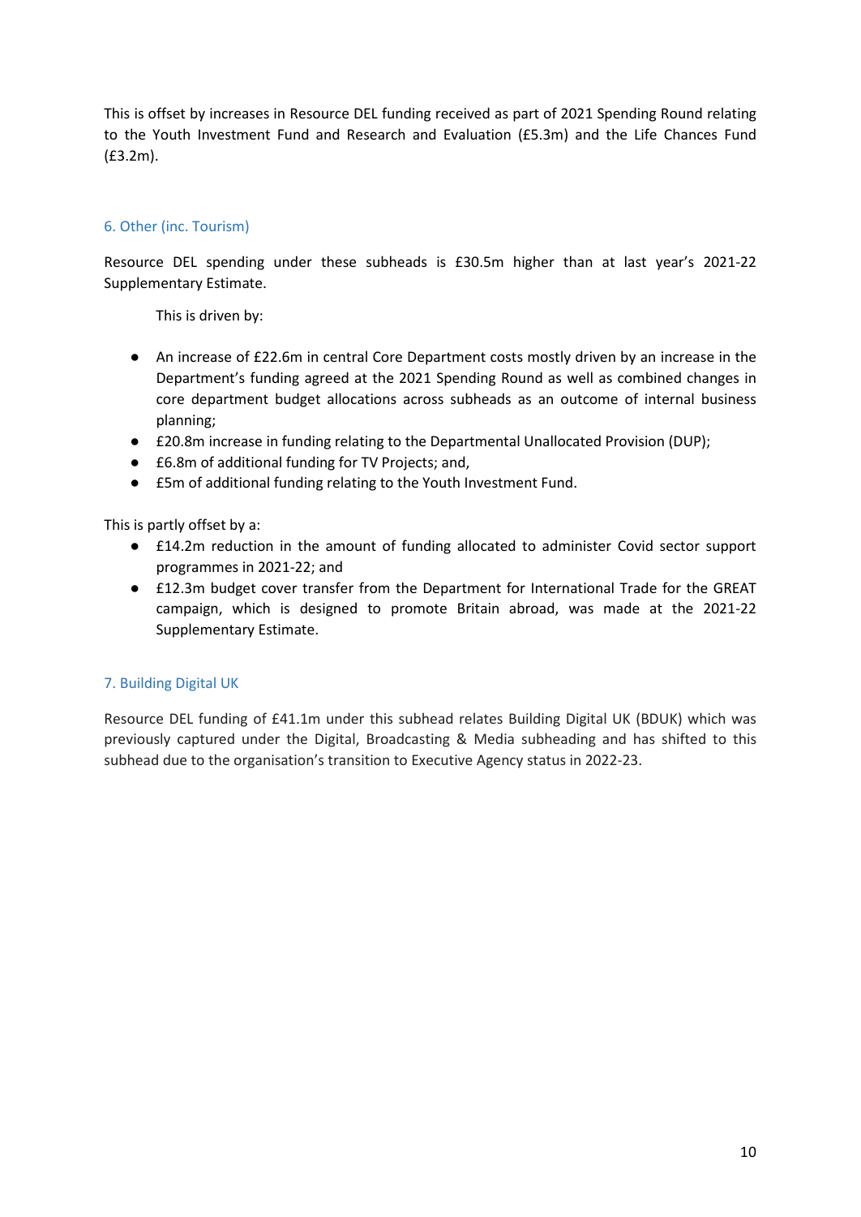This is offset by increases in Resource DEL funding received as part of 2021 Spending Round relating to the Youth Investment Fund and Research and Evaluation (£5.3m) and the Life Chances Fund (£3.2m).

### 6. Other (inc. Tourism)

Resource DEL spending under these subheads is £30.5m higher than at last year's 2021-22 Supplementary Estimate.

This is driven by:

- An increase of £22.6m in central Core Department costs mostly driven by an increase in the Department's funding agreed at the 2021 Spending Round as well as combined changes in core department budget allocations across subheads as an outcome of internal business planning;
- £20.8m increase in funding relating to the Departmental Unallocated Provision (DUP);
- £6.8m of additional funding for TV Projects; and,
- £5m of additional funding relating to the Youth Investment Fund.

This is partly offset by a:

- £14.2m reduction in the amount of funding allocated to administer Covid sector support programmes in 2021-22; and
- £12.3m budget cover transfer from the Department for International Trade for the GREAT campaign, which is designed to promote Britain abroad, was made at the 2021-22 Supplementary Estimate.

### 7. Building Digital UK

Resource DEL funding of £41.1m under this subhead relates Building Digital UK (BDUK) which was previously captured under the Digital, Broadcasting & Media subheading and has shifted to this subhead due to the organisation's transition to Executive Agency status in 2022-23.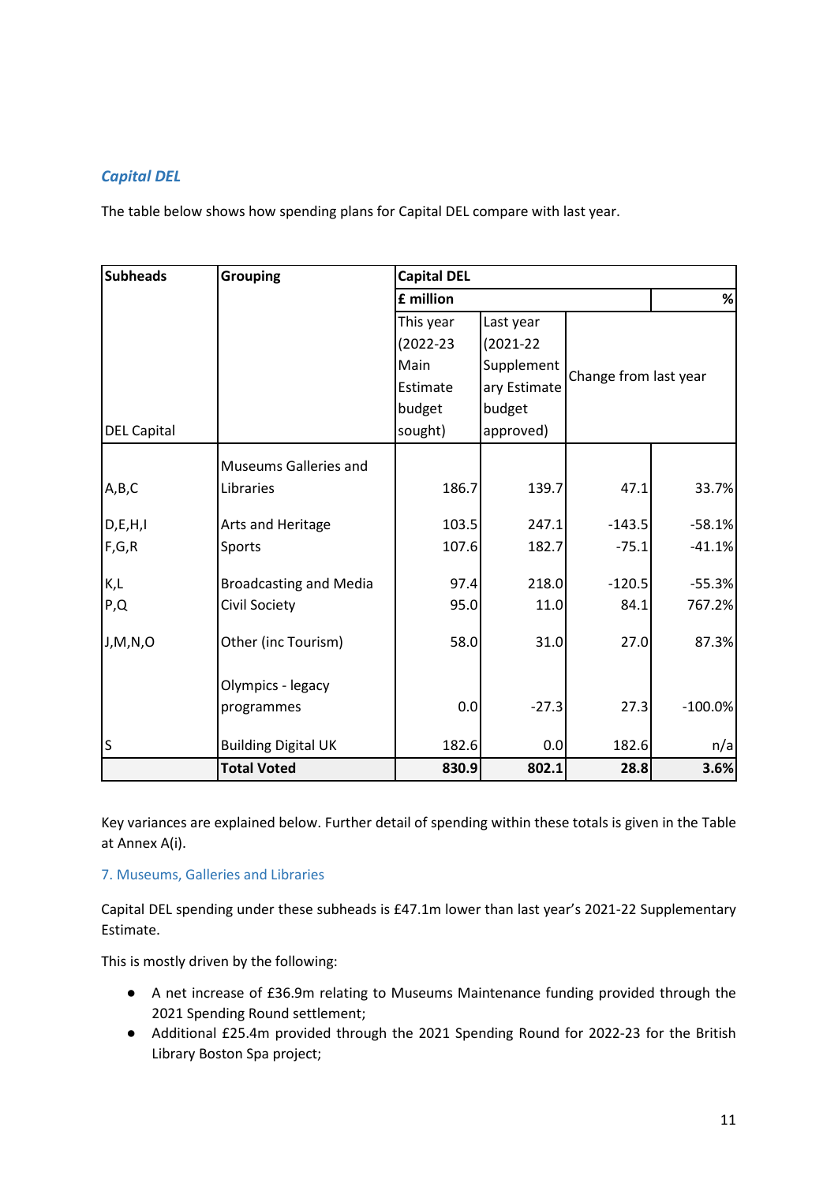## *Capital DEL*

The table below shows how spending plans for Capital DEL compare with last year.

| Subheads | Grouping | Capital DEL | | | |
|---|---|---|---|---|---|
| | | £ million | | | % |
| DEL Capital | | This year (2022-23 Main Estimate budget sought) | Last year (2021-22 Supplementary Estimate budget approved) | Change from last year | |
| A,B,C | Museums Galleries and Libraries | 186.7 | 139.7 | 47.1 | 33.7% |
| D,E,H,I | Arts and Heritage | 103.5 | 247.1 | -143.5 | -58.1% |
| F,G,R | Sports | 107.6 | 182.7 | -75.1 | -41.1% |
| K,L | Broadcasting and Media | 97.4 | 218.0 | -120.5 | -55.3% |
| P,Q | Civil Society | 95.0 | 11.0 | 84.1 | 767.2% |
| J,M,N,O | Other (inc Tourism) | 58.0 | 31.0 | 27.0 | 87.3% |
| | Olympics - legacy programmes | 0.0 | -27.3 | 27.3 | -100.0% |
| S | Building Digital UK | 182.6 | 0.0 | 182.6 | n/a |
| | **Total Voted** | **830.9** | **802.1** | **28.8** | **3.6%** |

Key variances are explained below. Further detail of spending within these totals is given in the Table at Annex A(i).

### 7. Museums, Galleries and Libraries

Capital DEL spending under these subheads is £47.1m lower than last year's 2021-22 Supplementary Estimate.

This is mostly driven by the following:

- A net increase of £36.9m relating to Museums Maintenance funding provided through the 2021 Spending Round settlement;
- Additional £25.4m provided through the 2021 Spending Round for 2022-23 for the British Library Boston Spa project;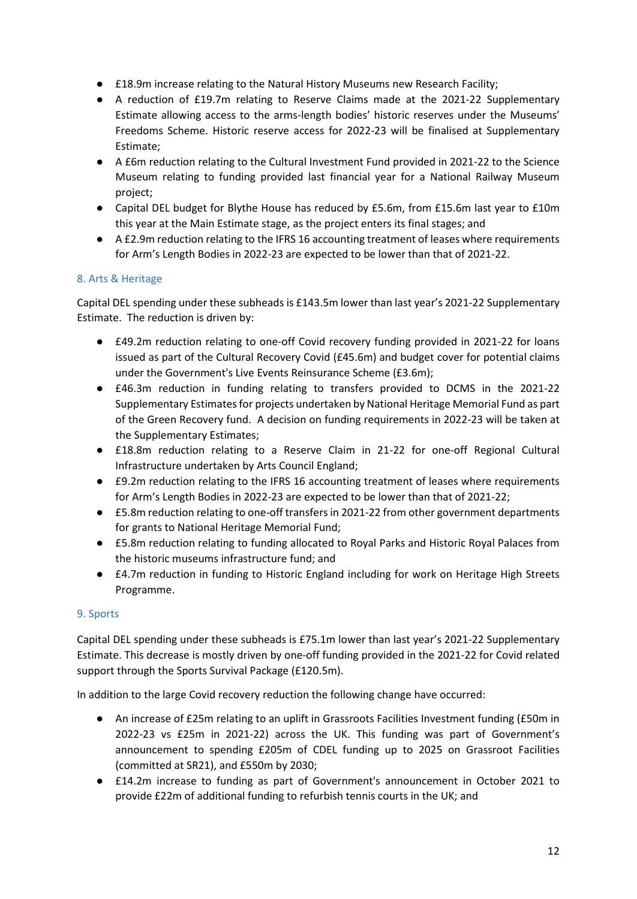- £18.9m increase relating to the Natural History Museums new Research Facility;
- A reduction of £19.7m relating to Reserve Claims made at the 2021-22 Supplementary Estimate allowing access to the arms-length bodies' historic reserves under the Museums' Freedoms Scheme. Historic reserve access for 2022-23 will be finalised at Supplementary Estimate;
- A £6m reduction relating to the Cultural Investment Fund provided in 2021-22 to the Science Museum relating to funding provided last financial year for a National Railway Museum project;
- Capital DEL budget for Blythe House has reduced by £5.6m, from £15.6m last year to £10m this year at the Main Estimate stage, as the project enters its final stages; and
- A £2.9m reduction relating to the IFRS 16 accounting treatment of leases where requirements for Arm's Length Bodies in 2022-23 are expected to be lower than that of 2021-22.

### 8. Arts & Heritage

Capital DEL spending under these subheads is £143.5m lower than last year's 2021-22 Supplementary Estimate. The reduction is driven by:

- £49.2m reduction relating to one-off Covid recovery funding provided in 2021-22 for loans issued as part of the Cultural Recovery Covid (£45.6m) and budget cover for potential claims under the Government's Live Events Reinsurance Scheme (£3.6m);
- £46.3m reduction in funding relating to transfers provided to DCMS in the 2021-22 Supplementary Estimates for projects undertaken by National Heritage Memorial Fund as part of the Green Recovery fund. A decision on funding requirements in 2022-23 will be taken at the Supplementary Estimates;
- £18.8m reduction relating to a Reserve Claim in 21-22 for one-off Regional Cultural Infrastructure undertaken by Arts Council England;
- £9.2m reduction relating to the IFRS 16 accounting treatment of leases where requirements for Arm's Length Bodies in 2022-23 are expected to be lower than that of 2021-22;
- £5.8m reduction relating to one-off transfers in 2021-22 from other government departments for grants to National Heritage Memorial Fund;
- £5.8m reduction relating to funding allocated to Royal Parks and Historic Royal Palaces from the historic museums infrastructure fund; and
- £4.7m reduction in funding to Historic England including for work on Heritage High Streets Programme.

### 9. Sports

Capital DEL spending under these subheads is £75.1m lower than last year's 2021-22 Supplementary Estimate. This decrease is mostly driven by one-off funding provided in the 2021-22 for Covid related support through the Sports Survival Package (£120.5m).

In addition to the large Covid recovery reduction the following change have occurred:

- An increase of £25m relating to an uplift in Grassroots Facilities Investment funding (£50m in 2022-23 vs £25m in 2021-22) across the UK. This funding was part of Government's announcement to spending £205m of CDEL funding up to 2025 on Grassroot Facilities (committed at SR21), and £550m by 2030;
- £14.2m increase to funding as part of Government's announcement in October 2021 to provide £22m of additional funding to refurbish tennis courts in the UK; and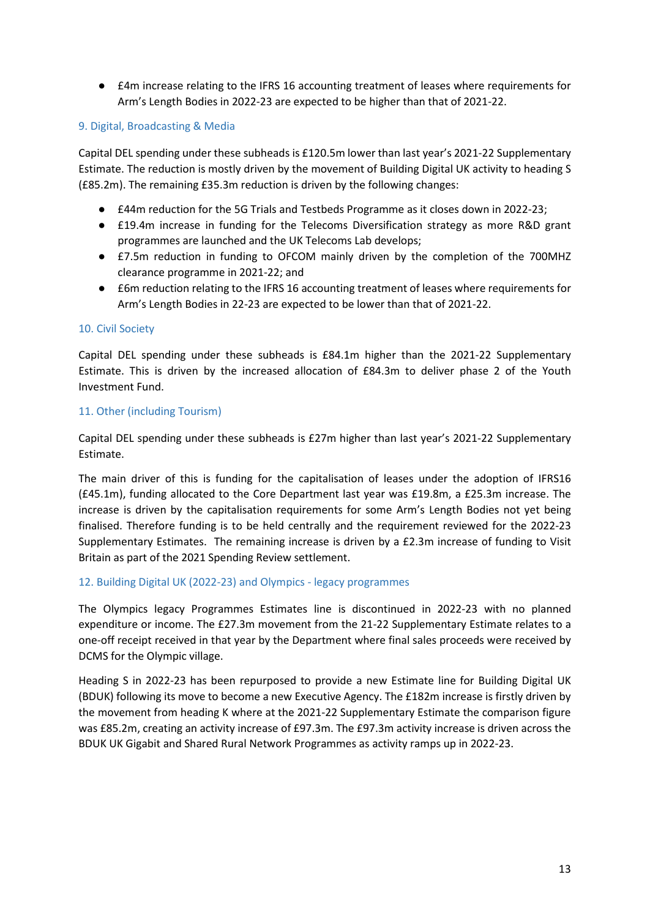- £4m increase relating to the IFRS 16 accounting treatment of leases where requirements for Arm's Length Bodies in 2022-23 are expected to be higher than that of 2021-22.

### 9. Digital, Broadcasting & Media

Capital DEL spending under these subheads is £120.5m lower than last year's 2021-22 Supplementary Estimate. The reduction is mostly driven by the movement of Building Digital UK activity to heading S (£85.2m). The remaining £35.3m reduction is driven by the following changes:

- £44m reduction for the 5G Trials and Testbeds Programme as it closes down in 2022-23;
- £19.4m increase in funding for the Telecoms Diversification strategy as more R&D grant programmes are launched and the UK Telecoms Lab develops;
- £7.5m reduction in funding to OFCOM mainly driven by the completion of the 700MHZ clearance programme in 2021-22; and
- £6m reduction relating to the IFRS 16 accounting treatment of leases where requirements for Arm's Length Bodies in 22-23 are expected to be lower than that of 2021-22.

### 10. Civil Society

Capital DEL spending under these subheads is £84.1m higher than the 2021-22 Supplementary Estimate. This is driven by the increased allocation of £84.3m to deliver phase 2 of the Youth Investment Fund.

### 11. Other (including Tourism)

Capital DEL spending under these subheads is £27m higher than last year's 2021-22 Supplementary Estimate.

The main driver of this is funding for the capitalisation of leases under the adoption of IFRS16 (£45.1m), funding allocated to the Core Department last year was £19.8m, a £25.3m increase. The increase is driven by the capitalisation requirements for some Arm's Length Bodies not yet being finalised. Therefore funding is to be held centrally and the requirement reviewed for the 2022-23 Supplementary Estimates. The remaining increase is driven by a £2.3m increase of funding to Visit Britain as part of the 2021 Spending Review settlement.

### 12. Building Digital UK (2022-23) and Olympics - legacy programmes

The Olympics legacy Programmes Estimates line is discontinued in 2022-23 with no planned expenditure or income. The £27.3m movement from the 21-22 Supplementary Estimate relates to a one-off receipt received in that year by the Department where final sales proceeds were received by DCMS for the Olympic village.

Heading S in 2022-23 has been repurposed to provide a new Estimate line for Building Digital UK (BDUK) following its move to become a new Executive Agency. The £182m increase is firstly driven by the movement from heading K where at the 2021-22 Supplementary Estimate the comparison figure was £85.2m, creating an activity increase of £97.3m. The £97.3m activity increase is driven across the BDUK UK Gigabit and Shared Rural Network Programmes as activity ramps up in 2022-23.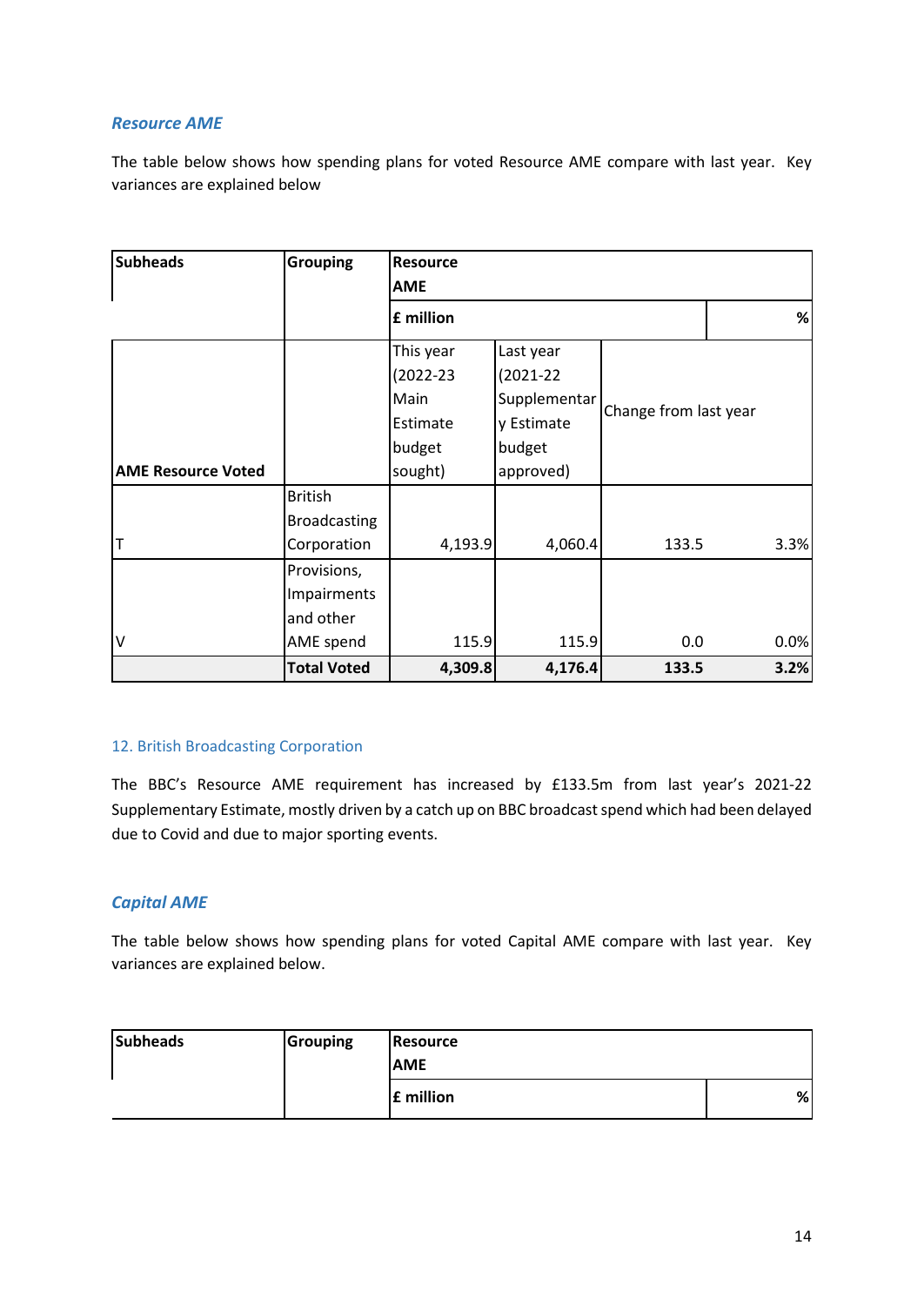### *Resource AME*

The table below shows how spending plans for voted Resource AME compare with last year. Key variances are explained below

| Subheads | Grouping | Resource AME | | | |
|---|---|---|---|---|---|
| | | £ million | | | % |
| AME Resource Voted | | This year (2022-23 Main Estimate budget sought) | Last year (2021-22 Supplementary Estimate budget approved) | Change from last year | |
| T | British Broadcasting Corporation | 4,193.9 | 4,060.4 | 133.5 | 3.3% |
| V | Provisions, Impairments and other AME spend | 115.9 | 115.9 | 0.0 | 0.0% |
| | **Total Voted** | **4,309.8** | **4,176.4** | **133.5** | **3.2%** |

#### 12. British Broadcasting Corporation

The BBC's Resource AME requirement has increased by £133.5m from last year's 2021-22 Supplementary Estimate, mostly driven by a catch up on BBC broadcast spend which had been delayed due to Covid and due to major sporting events.

### *Capital AME*

The table below shows how spending plans for voted Capital AME compare with last year. Key variances are explained below.

| Subheads | Grouping | Resource AME | |
|---|---|---|---|
| | | £ million | % |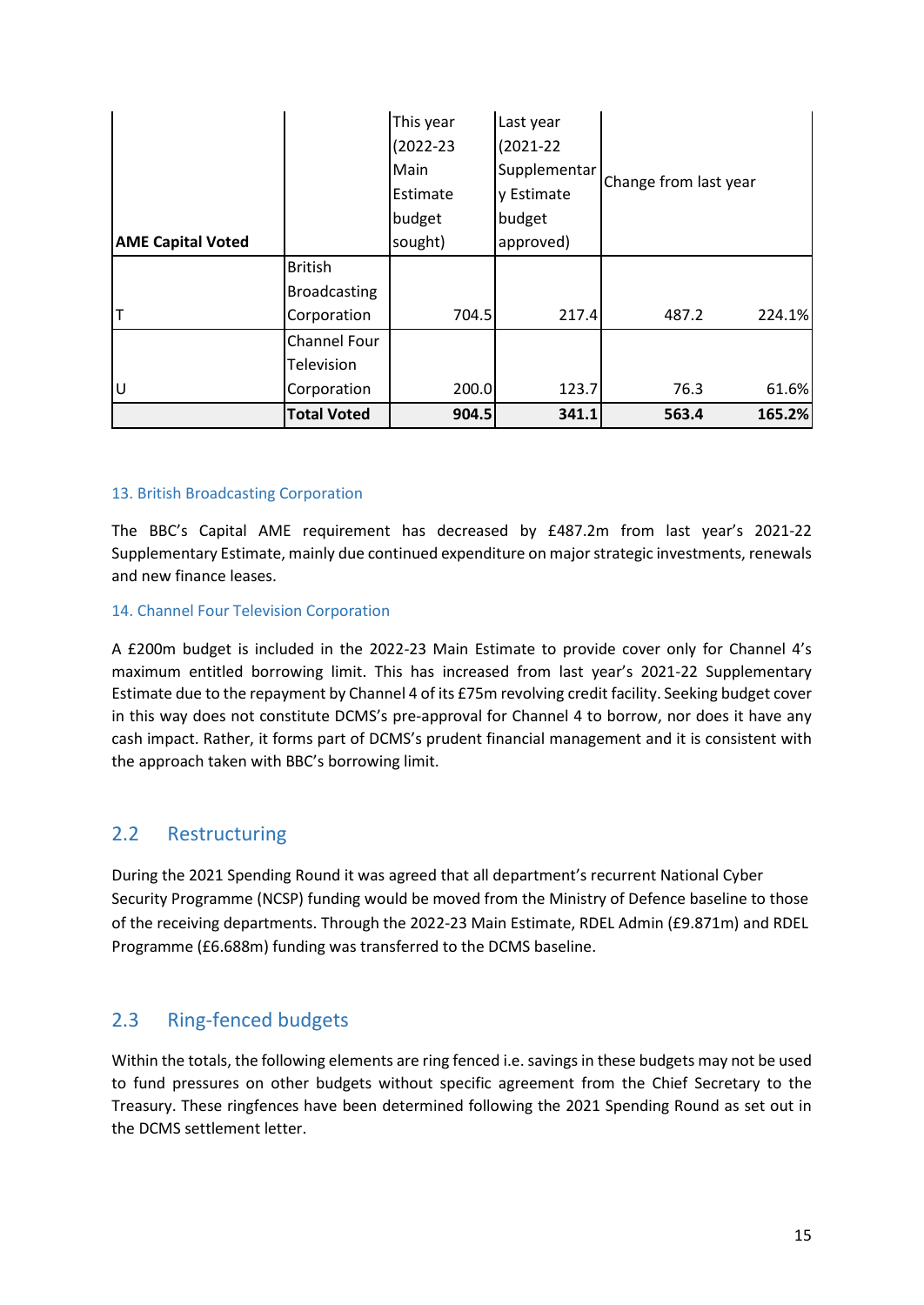| AME Capital Voted | | This year (2022-23 Main Estimate budget sought) | Last year (2021-22 Supplementary Estimate budget approved) | Change from last year | |
|---|---|---|---|---|---|
| T | British Broadcasting Corporation | 704.5 | 217.4 | 487.2 | 224.1% |
| U | Channel Four Television Corporation | 200.0 | 123.7 | 76.3 | 61.6% |
| | **Total Voted** | **904.5** | **341.1** | **563.4** | **165.2%** |

#### 13. British Broadcasting Corporation

The BBC's Capital AME requirement has decreased by £487.2m from last year's 2021-22 Supplementary Estimate, mainly due continued expenditure on major strategic investments, renewals and new finance leases.

#### 14. Channel Four Television Corporation

A £200m budget is included in the 2022-23 Main Estimate to provide cover only for Channel 4's maximum entitled borrowing limit. This has increased from last year's 2021-22 Supplementary Estimate due to the repayment by Channel 4 of its £75m revolving credit facility. Seeking budget cover in this way does not constitute DCMS's pre-approval for Channel 4 to borrow, nor does it have any cash impact. Rather, it forms part of DCMS's prudent financial management and it is consistent with the approach taken with BBC's borrowing limit.

## 2.2 Restructuring

During the 2021 Spending Round it was agreed that all department's recurrent National Cyber Security Programme (NCSP) funding would be moved from the Ministry of Defence baseline to those of the receiving departments. Through the 2022-23 Main Estimate, RDEL Admin (£9.871m) and RDEL Programme (£6.688m) funding was transferred to the DCMS baseline.

## 2.3 Ring-fenced budgets

Within the totals, the following elements are ring fenced i.e. savings in these budgets may not be used to fund pressures on other budgets without specific agreement from the Chief Secretary to the Treasury. These ringfences have been determined following the 2021 Spending Round as set out in the DCMS settlement letter.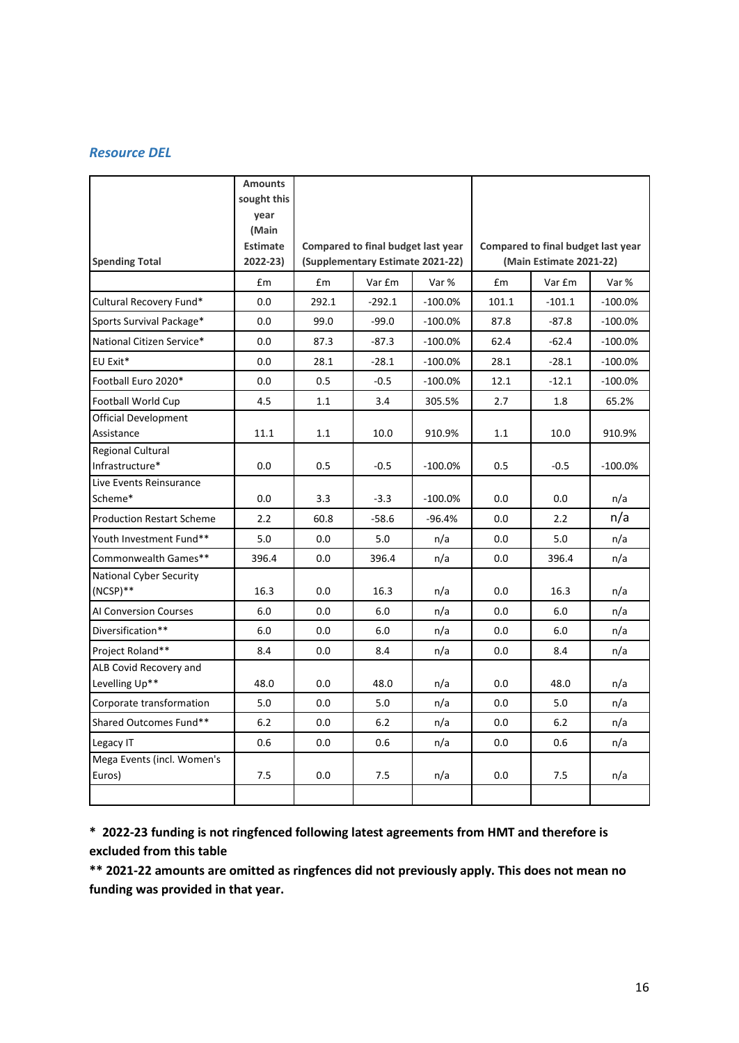### *Resource DEL*

| Spending Total | Amounts sought this year (Main Estimate 2022-23) | Compared to final budget last year (Supplementary Estimate 2021-22) | | | Compared to final budget last year (Main Estimate 2021-22) | | |
|---|---|---|---|---|---|---|---|
| | £m | £m | Var £m | Var % | £m | Var £m | Var % |
| Cultural Recovery Fund* | 0.0 | 292.1 | -292.1 | -100.0% | 101.1 | -101.1 | -100.0% |
| Sports Survival Package* | 0.0 | 99.0 | -99.0 | -100.0% | 87.8 | -87.8 | -100.0% |
| National Citizen Service* | 0.0 | 87.3 | -87.3 | -100.0% | 62.4 | -62.4 | -100.0% |
| EU Exit* | 0.0 | 28.1 | -28.1 | -100.0% | 28.1 | -28.1 | -100.0% |
| Football Euro 2020* | 0.0 | 0.5 | -0.5 | -100.0% | 12.1 | -12.1 | -100.0% |
| Football World Cup | 4.5 | 1.1 | 3.4 | 305.5% | 2.7 | 1.8 | 65.2% |
| Official Development Assistance | 11.1 | 1.1 | 10.0 | 910.9% | 1.1 | 10.0 | 910.9% |
| Regional Cultural Infrastructure* | 0.0 | 0.5 | -0.5 | -100.0% | 0.5 | -0.5 | -100.0% |
| Live Events Reinsurance Scheme* | 0.0 | 3.3 | -3.3 | -100.0% | 0.0 | 0.0 | n/a |
| Production Restart Scheme | 2.2 | 60.8 | -58.6 | -96.4% | 0.0 | 2.2 | n/a |
| Youth Investment Fund** | 5.0 | 0.0 | 5.0 | n/a | 0.0 | 5.0 | n/a |
| Commonwealth Games** | 396.4 | 0.0 | 396.4 | n/a | 0.0 | 396.4 | n/a |
| National Cyber Security (NCSP)** | 16.3 | 0.0 | 16.3 | n/a | 0.0 | 16.3 | n/a |
| AI Conversion Courses | 6.0 | 0.0 | 6.0 | n/a | 0.0 | 6.0 | n/a |
| Diversification** | 6.0 | 0.0 | 6.0 | n/a | 0.0 | 6.0 | n/a |
| Project Roland** | 8.4 | 0.0 | 8.4 | n/a | 0.0 | 8.4 | n/a |
| ALB Covid Recovery and Levelling Up** | 48.0 | 0.0 | 48.0 | n/a | 0.0 | 48.0 | n/a |
| Corporate transformation | 5.0 | 0.0 | 5.0 | n/a | 0.0 | 5.0 | n/a |
| Shared Outcomes Fund** | 6.2 | 0.0 | 6.2 | n/a | 0.0 | 6.2 | n/a |
| Legacy IT | 0.6 | 0.0 | 0.6 | n/a | 0.0 | 0.6 | n/a |
| Mega Events (incl. Women's Euros) | 7.5 | 0.0 | 7.5 | n/a | 0.0 | 7.5 | n/a |
| | | | | | | | |

**\* 2022-23 funding is not ringfenced following latest agreements from HMT and therefore is excluded from this table**

**\*\* 2021-22 amounts are omitted as ringfences did not previously apply. This does not mean no funding was provided in that year.**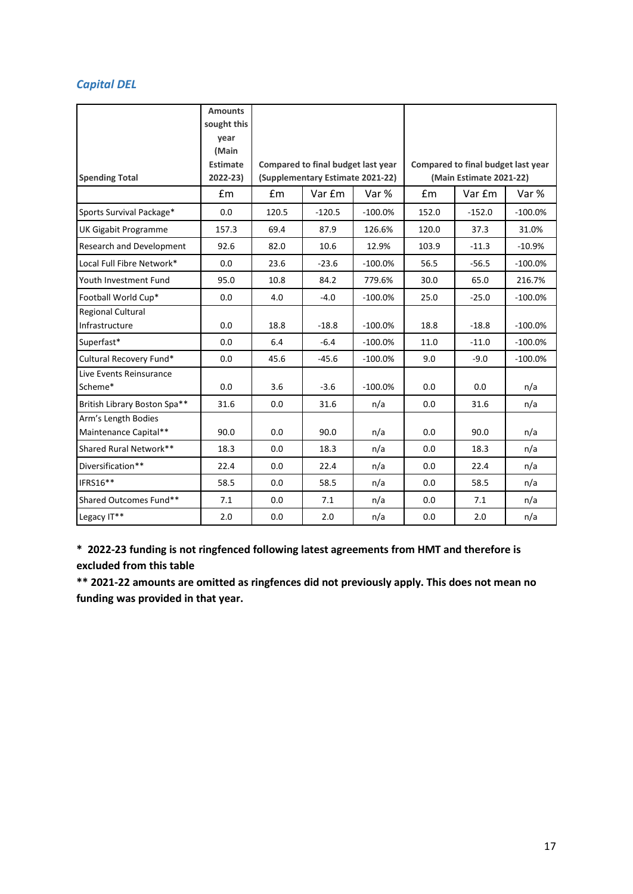## *Capital DEL*

| Spending Total | Amounts sought this year (Main Estimate 2022-23) | Compared to final budget last year (Supplementary Estimate 2021-22) | | | Compared to final budget last year (Main Estimate 2021-22) | | |
|---|---|---|---|---|---|---|---|
| | £m | £m | Var £m | Var % | £m | Var £m | Var % |
| Sports Survival Package* | 0.0 | 120.5 | -120.5 | -100.0% | 152.0 | -152.0 | -100.0% |
| UK Gigabit Programme | 157.3 | 69.4 | 87.9 | 126.6% | 120.0 | 37.3 | 31.0% |
| Research and Development | 92.6 | 82.0 | 10.6 | 12.9% | 103.9 | -11.3 | -10.9% |
| Local Full Fibre Network* | 0.0 | 23.6 | -23.6 | -100.0% | 56.5 | -56.5 | -100.0% |
| Youth Investment Fund | 95.0 | 10.8 | 84.2 | 779.6% | 30.0 | 65.0 | 216.7% |
| Football World Cup* | 0.0 | 4.0 | -4.0 | -100.0% | 25.0 | -25.0 | -100.0% |
| Regional Cultural Infrastructure | 0.0 | 18.8 | -18.8 | -100.0% | 18.8 | -18.8 | -100.0% |
| Superfast* | 0.0 | 6.4 | -6.4 | -100.0% | 11.0 | -11.0 | -100.0% |
| Cultural Recovery Fund* | 0.0 | 45.6 | -45.6 | -100.0% | 9.0 | -9.0 | -100.0% |
| Live Events Reinsurance Scheme* | 0.0 | 3.6 | -3.6 | -100.0% | 0.0 | 0.0 | n/a |
| British Library Boston Spa** | 31.6 | 0.0 | 31.6 | n/a | 0.0 | 31.6 | n/a |
| Arm's Length Bodies Maintenance Capital** | 90.0 | 0.0 | 90.0 | n/a | 0.0 | 90.0 | n/a |
| Shared Rural Network** | 18.3 | 0.0 | 18.3 | n/a | 0.0 | 18.3 | n/a |
| Diversification** | 22.4 | 0.0 | 22.4 | n/a | 0.0 | 22.4 | n/a |
| IFRS16** | 58.5 | 0.0 | 58.5 | n/a | 0.0 | 58.5 | n/a |
| Shared Outcomes Fund** | 7.1 | 0.0 | 7.1 | n/a | 0.0 | 7.1 | n/a |
| Legacy IT** | 2.0 | 0.0 | 2.0 | n/a | 0.0 | 2.0 | n/a |

**\* 2022-23 funding is not ringfenced following latest agreements from HMT and therefore is excluded from this table**

**\*\* 2021-22 amounts are omitted as ringfences did not previously apply. This does not mean no funding was provided in that year.**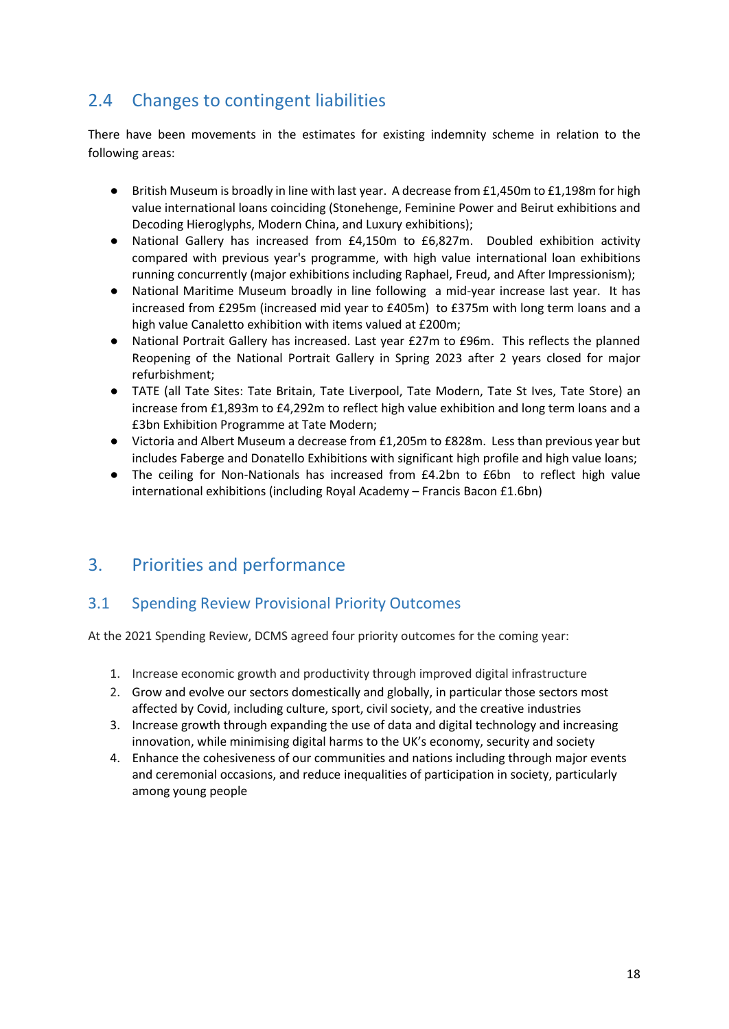## 2.4 Changes to contingent liabilities

There have been movements in the estimates for existing indemnity scheme in relation to the following areas:

- British Museum is broadly in line with last year. A decrease from £1,450m to £1,198m for high value international loans coinciding (Stonehenge, Feminine Power and Beirut exhibitions and Decoding Hieroglyphs, Modern China, and Luxury exhibitions);
- National Gallery has increased from £4,150m to £6,827m. Doubled exhibition activity compared with previous year's programme, with high value international loan exhibitions running concurrently (major exhibitions including Raphael, Freud, and After Impressionism);
- National Maritime Museum broadly in line following a mid-year increase last year. It has increased from £295m (increased mid year to £405m) to £375m with long term loans and a high value Canaletto exhibition with items valued at £200m;
- National Portrait Gallery has increased. Last year £27m to £96m. This reflects the planned Reopening of the National Portrait Gallery in Spring 2023 after 2 years closed for major refurbishment;
- TATE (all Tate Sites: Tate Britain, Tate Liverpool, Tate Modern, Tate St Ives, Tate Store) an increase from £1,893m to £4,292m to reflect high value exhibition and long term loans and a £3bn Exhibition Programme at Tate Modern;
- Victoria and Albert Museum a decrease from £1,205m to £828m. Less than previous year but includes Faberge and Donatello Exhibitions with significant high profile and high value loans;
- The ceiling for Non-Nationals has increased from £4.2bn to £6bn to reflect high value international exhibitions (including Royal Academy – Francis Bacon £1.6bn)

# 3. Priorities and performance

## 3.1 Spending Review Provisional Priority Outcomes

At the 2021 Spending Review, DCMS agreed four priority outcomes for the coming year:

1. Increase economic growth and productivity through improved digital infrastructure
2. Grow and evolve our sectors domestically and globally, in particular those sectors most affected by Covid, including culture, sport, civil society, and the creative industries
3. Increase growth through expanding the use of data and digital technology and increasing innovation, while minimising digital harms to the UK's economy, security and society
4. Enhance the cohesiveness of our communities and nations including through major events and ceremonial occasions, and reduce inequalities of participation in society, particularly among young people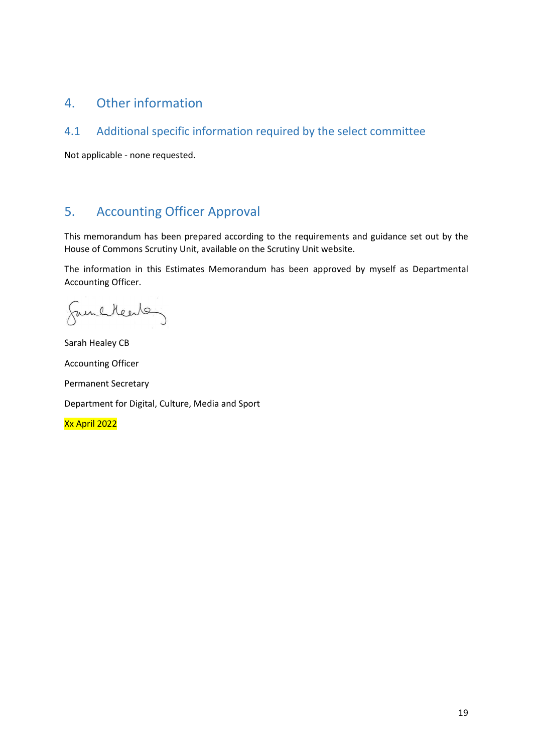## 4. Other information

### 4.1 Additional specific information required by the select committee

Not applicable - none requested.

## 5. Accounting Officer Approval

This memorandum has been prepared according to the requirements and guidance set out by the House of Commons Scrutiny Unit, available on the Scrutiny Unit website.

The information in this Estimates Memorandum has been approved by myself as Departmental Accounting Officer.

Sarah Healey CB

Accounting Officer

Permanent Secretary

Department for Digital, Culture, Media and Sport

Xx April 2022